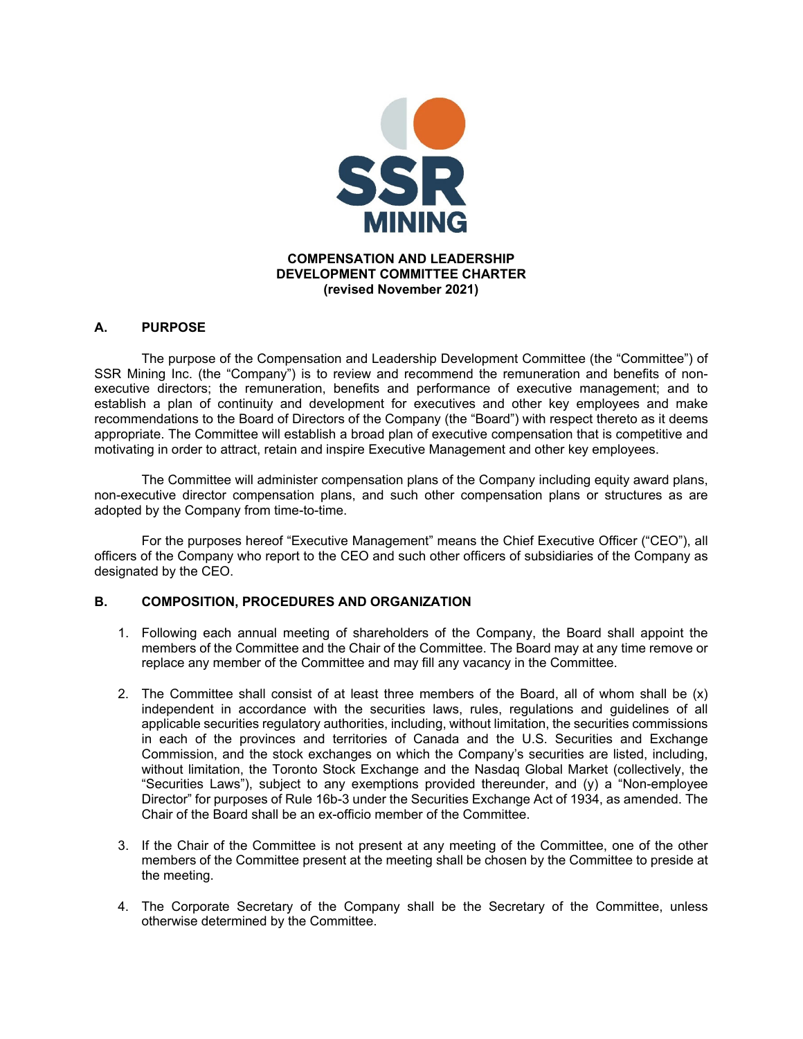SSR MINING

# COMPENSATION AND LEADERSHIP DEVELOPMENT COMMITTEE CHARTER
**(revised November 2021)**

## A. PURPOSE

The purpose of the Compensation and Leadership Development Committee (the "Committee") of SSR Mining Inc. (the "Company") is to review and recommend the remuneration and benefits of non-executive directors; the remuneration, benefits and performance of executive management; and to establish a plan of continuity and development for executives and other key employees and make recommendations to the Board of Directors of the Company (the "Board") with respect thereto as it deems appropriate. The Committee will establish a broad plan of executive compensation that is competitive and motivating in order to attract, retain and inspire Executive Management and other key employees.

The Committee will administer compensation plans of the Company including equity award plans, non-executive director compensation plans, and such other compensation plans or structures as are adopted by the Company from time-to-time.

For the purposes hereof "Executive Management" means the Chief Executive Officer ("CEO"), all officers of the Company who report to the CEO and such other officers of subsidiaries of the Company as designated by the CEO.

## B. COMPOSITION, PROCEDURES AND ORGANIZATION

1. Following each annual meeting of shareholders of the Company, the Board shall appoint the members of the Committee and the Chair of the Committee. The Board may at any time remove or replace any member of the Committee and may fill any vacancy in the Committee.

2. The Committee shall consist of at least three members of the Board, all of whom shall be (x) independent in accordance with the securities laws, rules, regulations and guidelines of all applicable securities regulatory authorities, including, without limitation, the securities commissions in each of the provinces and territories of Canada and the U.S. Securities and Exchange Commission, and the stock exchanges on which the Company's securities are listed, including, without limitation, the Toronto Stock Exchange and the Nasdaq Global Market (collectively, the "Securities Laws"), subject to any exemptions provided thereunder, and (y) a "Non-employee Director" for purposes of Rule 16b-3 under the Securities Exchange Act of 1934, as amended. The Chair of the Board shall be an ex-officio member of the Committee.

3. If the Chair of the Committee is not present at any meeting of the Committee, one of the other members of the Committee present at the meeting shall be chosen by the Committee to preside at the meeting.

4. The Corporate Secretary of the Company shall be the Secretary of the Committee, unless otherwise determined by the Committee.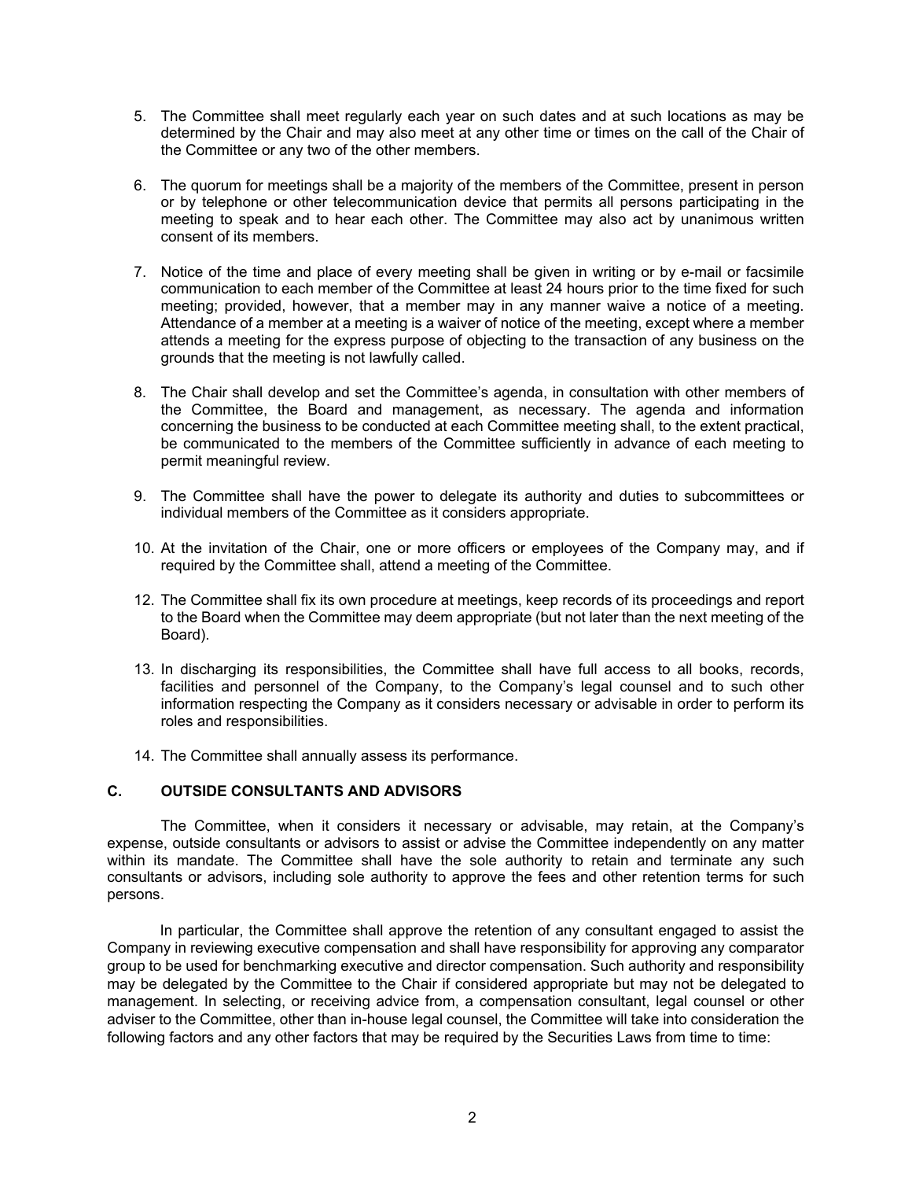5. The Committee shall meet regularly each year on such dates and at such locations as may be determined by the Chair and may also meet at any other time or times on the call of the Chair of the Committee or any two of the other members.

6. The quorum for meetings shall be a majority of the members of the Committee, present in person or by telephone or other telecommunication device that permits all persons participating in the meeting to speak and to hear each other. The Committee may also act by unanimous written consent of its members.

7. Notice of the time and place of every meeting shall be given in writing or by e-mail or facsimile communication to each member of the Committee at least 24 hours prior to the time fixed for such meeting; provided, however, that a member may in any manner waive a notice of a meeting. Attendance of a member at a meeting is a waiver of notice of the meeting, except where a member attends a meeting for the express purpose of objecting to the transaction of any business on the grounds that the meeting is not lawfully called.

8. The Chair shall develop and set the Committee's agenda, in consultation with other members of the Committee, the Board and management, as necessary. The agenda and information concerning the business to be conducted at each Committee meeting shall, to the extent practical, be communicated to the members of the Committee sufficiently in advance of each meeting to permit meaningful review.

9. The Committee shall have the power to delegate its authority and duties to subcommittees or individual members of the Committee as it considers appropriate.

10. At the invitation of the Chair, one or more officers or employees of the Company may, and if required by the Committee shall, attend a meeting of the Committee.

12. The Committee shall fix its own procedure at meetings, keep records of its proceedings and report to the Board when the Committee may deem appropriate (but not later than the next meeting of the Board).

13. In discharging its responsibilities, the Committee shall have full access to all books, records, facilities and personnel of the Company, to the Company's legal counsel and to such other information respecting the Company as it considers necessary or advisable in order to perform its roles and responsibilities.

14. The Committee shall annually assess its performance.

## C. OUTSIDE CONSULTANTS AND ADVISORS

The Committee, when it considers it necessary or advisable, may retain, at the Company's expense, outside consultants or advisors to assist or advise the Committee independently on any matter within its mandate. The Committee shall have the sole authority to retain and terminate any such consultants or advisors, including sole authority to approve the fees and other retention terms for such persons.

In particular, the Committee shall approve the retention of any consultant engaged to assist the Company in reviewing executive compensation and shall have responsibility for approving any comparator group to be used for benchmarking executive and director compensation. Such authority and responsibility may be delegated by the Committee to the Chair if considered appropriate but may not be delegated to management. In selecting, or receiving advice from, a compensation consultant, legal counsel or other adviser to the Committee, other than in-house legal counsel, the Committee will take into consideration the following factors and any other factors that may be required by the Securities Laws from time to time: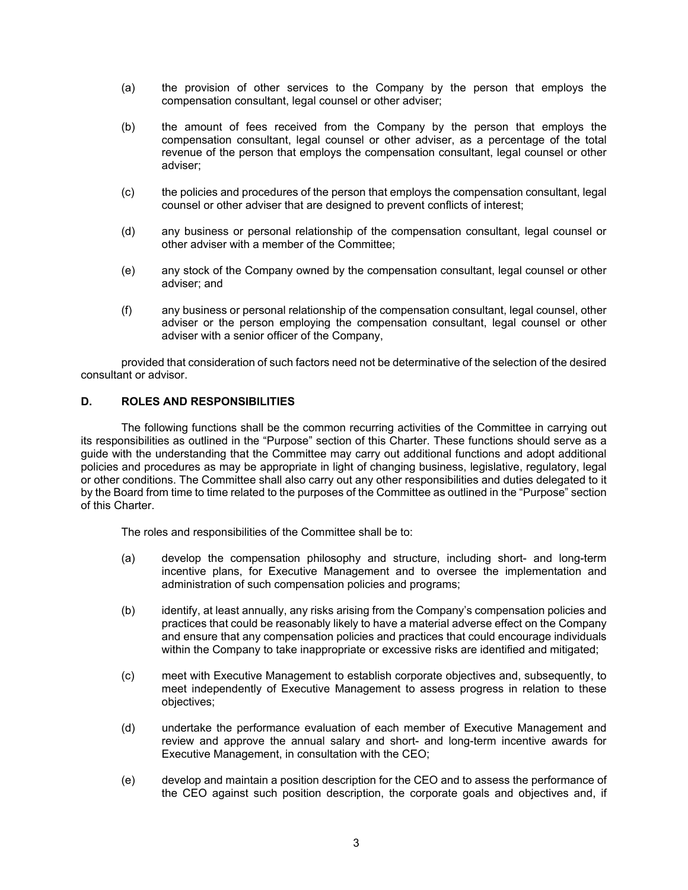(a) the provision of other services to the Company by the person that employs the compensation consultant, legal counsel or other adviser;

(b) the amount of fees received from the Company by the person that employs the compensation consultant, legal counsel or other adviser, as a percentage of the total revenue of the person that employs the compensation consultant, legal counsel or other adviser;

(c) the policies and procedures of the person that employs the compensation consultant, legal counsel or other adviser that are designed to prevent conflicts of interest;

(d) any business or personal relationship of the compensation consultant, legal counsel or other adviser with a member of the Committee;

(e) any stock of the Company owned by the compensation consultant, legal counsel or other adviser; and

(f) any business or personal relationship of the compensation consultant, legal counsel, other adviser or the person employing the compensation consultant, legal counsel or other adviser with a senior officer of the Company,

provided that consideration of such factors need not be determinative of the selection of the desired consultant or advisor.

## D. ROLES AND RESPONSIBILITIES

The following functions shall be the common recurring activities of the Committee in carrying out its responsibilities as outlined in the "Purpose" section of this Charter. These functions should serve as a guide with the understanding that the Committee may carry out additional functions and adopt additional policies and procedures as may be appropriate in light of changing business, legislative, regulatory, legal or other conditions. The Committee shall also carry out any other responsibilities and duties delegated to it by the Board from time to time related to the purposes of the Committee as outlined in the "Purpose" section of this Charter.

The roles and responsibilities of the Committee shall be to:

(a) develop the compensation philosophy and structure, including short- and long-term incentive plans, for Executive Management and to oversee the implementation and administration of such compensation policies and programs;

(b) identify, at least annually, any risks arising from the Company's compensation policies and practices that could be reasonably likely to have a material adverse effect on the Company and ensure that any compensation policies and practices that could encourage individuals within the Company to take inappropriate or excessive risks are identified and mitigated;

(c) meet with Executive Management to establish corporate objectives and, subsequently, to meet independently of Executive Management to assess progress in relation to these objectives;

(d) undertake the performance evaluation of each member of Executive Management and review and approve the annual salary and short- and long-term incentive awards for Executive Management, in consultation with the CEO;

(e) develop and maintain a position description for the CEO and to assess the performance of the CEO against such position description, the corporate goals and objectives and, if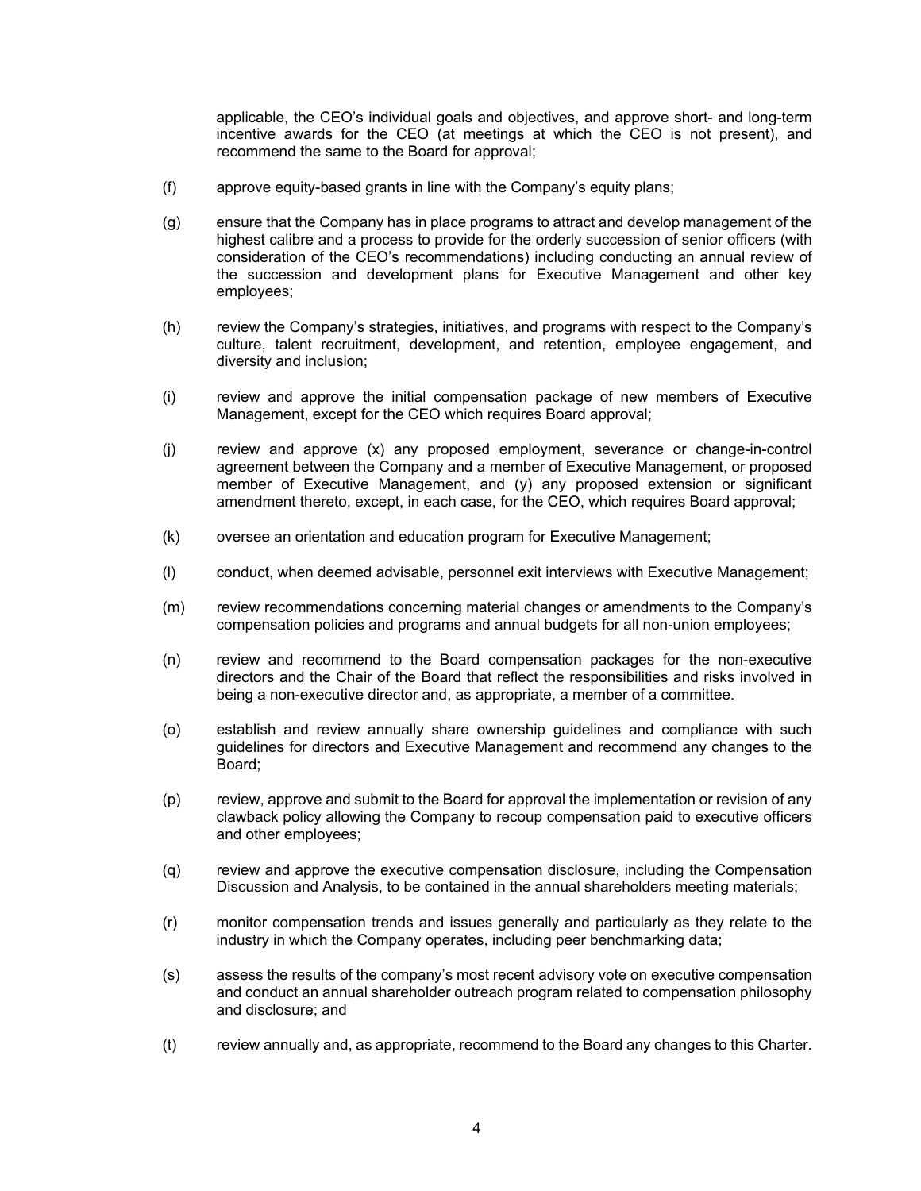applicable, the CEO's individual goals and objectives, and approve short- and long-term incentive awards for the CEO (at meetings at which the CEO is not present), and recommend the same to the Board for approval;

(f) approve equity-based grants in line with the Company's equity plans;

(g) ensure that the Company has in place programs to attract and develop management of the highest calibre and a process to provide for the orderly succession of senior officers (with consideration of the CEO's recommendations) including conducting an annual review of the succession and development plans for Executive Management and other key employees;

(h) review the Company's strategies, initiatives, and programs with respect to the Company's culture, talent recruitment, development, and retention, employee engagement, and diversity and inclusion;

(i) review and approve the initial compensation package of new members of Executive Management, except for the CEO which requires Board approval;

(j) review and approve (x) any proposed employment, severance or change-in-control agreement between the Company and a member of Executive Management, or proposed member of Executive Management, and (y) any proposed extension or significant amendment thereto, except, in each case, for the CEO, which requires Board approval;

(k) oversee an orientation and education program for Executive Management;

(l) conduct, when deemed advisable, personnel exit interviews with Executive Management;

(m) review recommendations concerning material changes or amendments to the Company's compensation policies and programs and annual budgets for all non-union employees;

(n) review and recommend to the Board compensation packages for the non-executive directors and the Chair of the Board that reflect the responsibilities and risks involved in being a non-executive director and, as appropriate, a member of a committee.

(o) establish and review annually share ownership guidelines and compliance with such guidelines for directors and Executive Management and recommend any changes to the Board;

(p) review, approve and submit to the Board for approval the implementation or revision of any clawback policy allowing the Company to recoup compensation paid to executive officers and other employees;

(q) review and approve the executive compensation disclosure, including the Compensation Discussion and Analysis, to be contained in the annual shareholders meeting materials;

(r) monitor compensation trends and issues generally and particularly as they relate to the industry in which the Company operates, including peer benchmarking data;

(s) assess the results of the company's most recent advisory vote on executive compensation and conduct an annual shareholder outreach program related to compensation philosophy and disclosure; and

(t) review annually and, as appropriate, recommend to the Board any changes to this Charter.